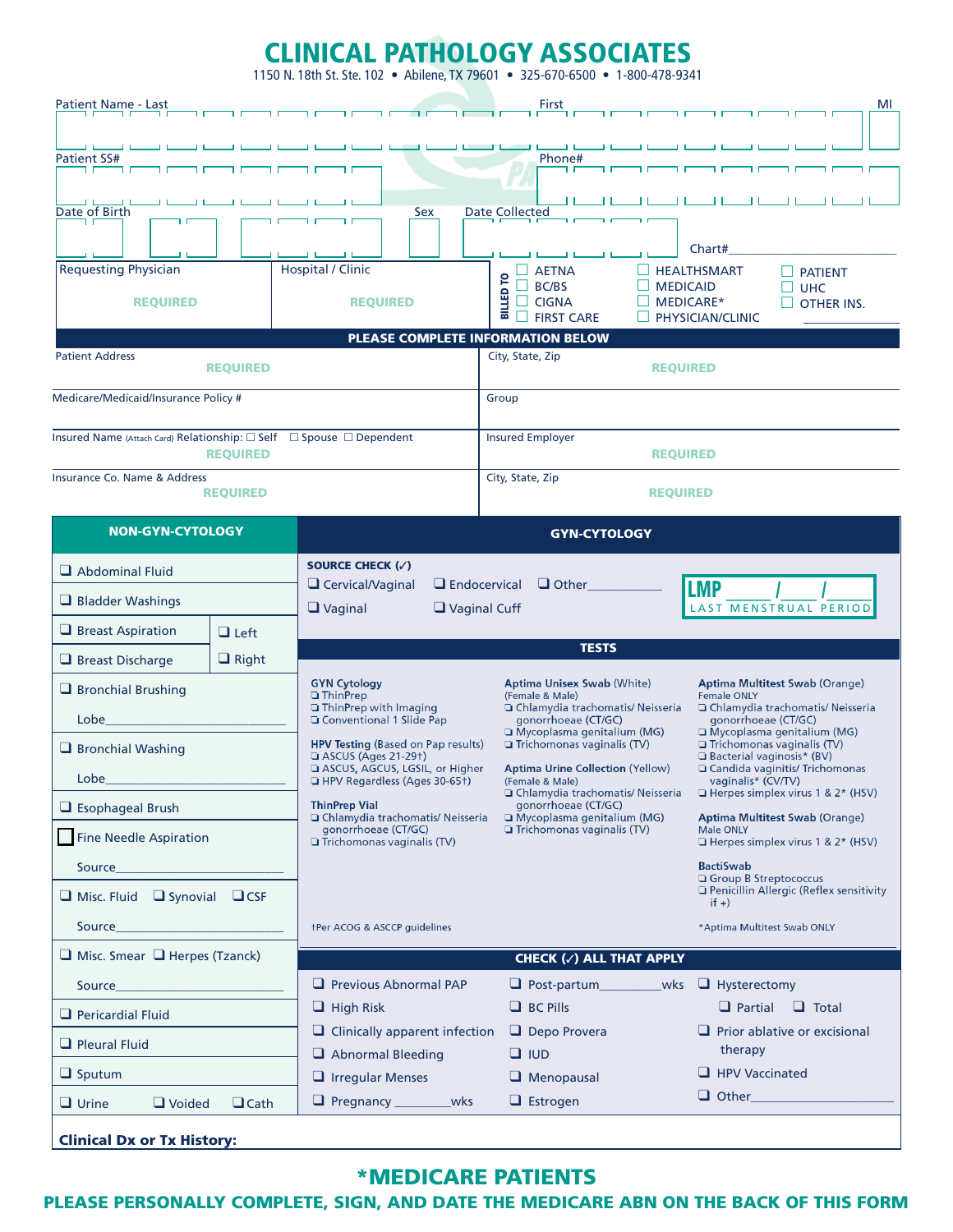# CLINICAL PATHOLOGY ASSOCIATES

1150 N. 18th St. Ste. 102 • Abilene, TX 79601 • 325-670-6500 • 1-800-478-9341

Patient Name - Last | First | MI

Patient SS# | Phone#

Date of Birth | Sex | Date Collected | Chart#

| Requesting Physician | Hospital / Clinic |
|---|---|
| REQUIRED | REQUIRED |

**BILLED TO**

- ☐ AETNA
- ☐ BC/BS
- ☐ CIGNA
- ☐ FIRST CARE
- ☐ HEALTHSMART
- ☐ MEDICAID
- ☐ MEDICARE*
- ☐ PHYSICIAN/CLINIC
- ☐ PATIENT
- ☐ UHC
- ☐ OTHER INS. ____________

## PLEASE COMPLETE INFORMATION BELOW

| | |
|---|---|
| Patient Address **REQUIRED** | City, State, Zip **REQUIRED** |
| Medicare/Medicaid/Insurance Policy # | Group |
| Insured Name (Attach Card) Relationship: ☐ Self ☐ Spouse ☐ Dependent **REQUIRED** | Insured Employer **REQUIRED** |
| Insurance Co. Name & Address **REQUIRED** | City, State, Zip **REQUIRED** |

## NON-GYN-CYTOLOGY

- ❑ Abdominal Fluid
- ❑ Bladder Washings
- ❑ Breast Aspiration ❑ Left
- ❑ Breast Discharge ❑ Right
- ❑ Bronchial Brushing
  Lobe____________________
- ❑ Bronchial Washing
  Lobe____________________
- ❑ Esophageal Brush
- ☐ Fine Needle Aspiration
  Source____________________
- ❑ Misc. Fluid ❑ Synovial ❑ CSF
  Source____________________
- ❑ Misc. Smear ❑ Herpes (Tzanck)
  Source____________________
- ❑ Pericardial Fluid
- ❑ Pleural Fluid
- ❑ Sputum
- ❑ Urine ❑ Voided ❑ Cath

## GYN-CYTOLOGY

**SOURCE CHECK (✓)**

- ❑ Cervical/Vaginal ❑ Endocervical ❑ Other____________
- ❑ Vaginal ❑ Vaginal Cuff

**LMP** _____/_____/_____ LAST MENSTRUAL PERIOD

### TESTS

**GYN Cytology**
- ❑ ThinPrep
- ❑ ThinPrep with Imaging
- ❑ Conventional 1 Slide Pap

**HPV Testing** (Based on Pap results)
- ❑ ASCUS (Ages 21-29†)
- ❑ ASCUS, AGCUS, LGSIL, or Higher
- ❑ HPV Regardless (Ages 30-65†)

**ThinPrep Vial**
- ❑ Chlamydia trachomatis/ Neisseria gonorrhoeae (CT/GC)
- ❑ Trichomonas vaginalis (TV)

**Aptima Unisex Swab** (White)
(Female & Male)
- ❑ Chlamydia trachomatis/ Neisseria gonorrhoeae (CT/GC)
- ❑ Mycoplasma genitalium (MG)
- ❑ Trichomonas vaginalis (TV)

**Aptima Urine Collection** (Yellow)
(Female & Male)
- ❑ Chlamydia trachomatis/ Neisseria gonorrhoeae (CT/GC)
- ❑ Mycoplasma genitalium (MG)
- ❑ Trichomonas vaginalis (TV)

**Aptima Multitest Swab** (Orange)
Female ONLY
- ❑ Chlamydia trachomatis/ Neisseria gonorrhoeae (CT/GC)
- ❑ Mycoplasma genitalium (MG)
- ❑ Trichomonas vaginalis (TV)
- ❑ Bacterial vaginosis* (BV)
- ❑ Candida vaginitis/ Trichomonas vaginalis* (CV/TV)
- ❑ Herpes simplex virus 1 & 2* (HSV)

**Aptima Multitest Swab** (Orange)
Male ONLY
- ❑ Herpes simplex virus 1 & 2* (HSV)

**BactiSwab**
- ❑ Group B Streptococcus
- ❑ Penicillin Allergic (Reflex sensitivity if +)

†Per ACOG & ASCCP guidelines

*Aptima Multitest Swab ONLY

### CHECK (✓) ALL THAT APPLY

- ❑ Previous Abnormal PAP
- ❑ High Risk
- ❑ Clinically apparent infection
- ❑ Abnormal Bleeding
- ❑ Irregular Menses
- ❑ Pregnancy ________wks
- ❑ Post-partum________wks
- ❑ BC Pills
- ❑ Depo Provera
- ❑ IUD
- ❑ Menopausal
- ❑ Estrogen
- ❑ Hysterectomy
  - ❑ Partial ❑ Total
- ❑ Prior ablative or excisional therapy
- ❑ HPV Vaccinated
- ❑ Other____________________

**Clinical Dx or Tx History:**

## *MEDICARE PATIENTS

**PLEASE PERSONALLY COMPLETE, SIGN, AND DATE THE MEDICARE ABN ON THE BACK OF THIS FORM**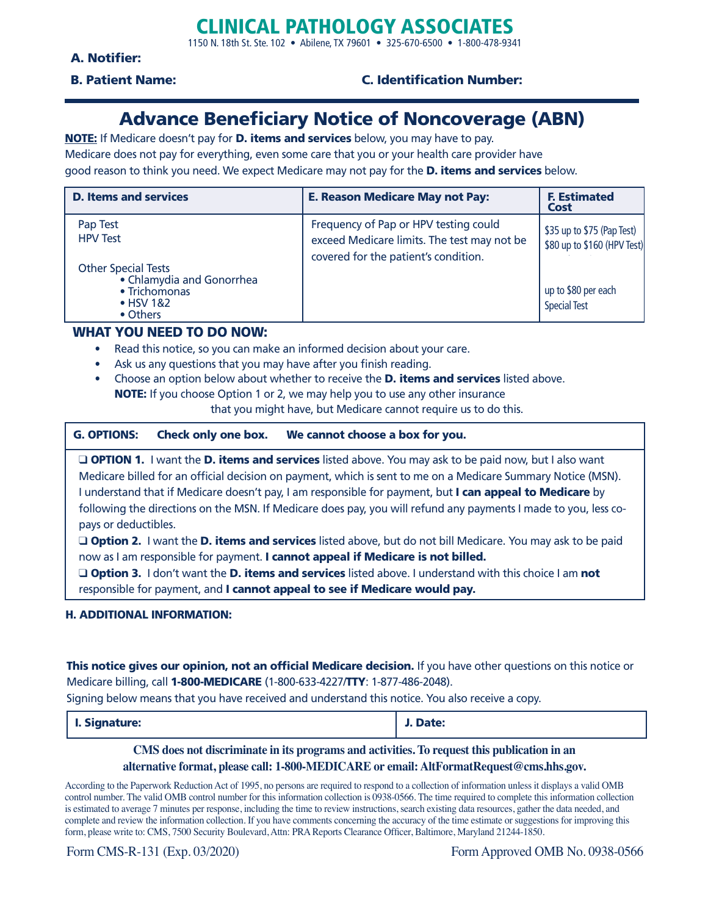# CLINICAL PATHOLOGY ASSOCIATES

1150 N. 18th St. Ste. 102 • Abilene, TX 79601 • 325-670-6500 • 1-800-478-9341

**A. Notifier:**

**B. Patient Name:** **C. Identification Number:**

## Advance Beneficiary Notice of Noncoverage (ABN)

**NOTE:** If Medicare doesn't pay for **D. items and services** below, you may have to pay.
Medicare does not pay for everything, even some care that you or your health care provider have good reason to think you need. We expect Medicare may not pay for the **D. items and services** below.

| D. Items and services | E. Reason Medicare May not Pay: | F. Estimated Cost |
|---|---|---|
| Pap Test<br>HPV Test | Frequency of Pap or HPV testing could exceed Medicare limits. The test may not be covered for the patient's condition. | $35 up to $75 (Pap Test)<br>$80 up to $160 (HPV Test) |
| Other Special Tests<br>• Chlamydia and Gonorrhea<br>• Trichomonas<br>• HSV 1&2<br>• Others | | up to $80 per each Special Test |

**WHAT YOU NEED TO DO NOW:**

- Read this notice, so you can make an informed decision about your care.
- Ask us any questions that you may have after you finish reading.
- Choose an option below about whether to receive the **D. items and services** listed above.
  **NOTE:** If you choose Option 1 or 2, we may help you to use any other insurance that you might have, but Medicare cannot require us to do this.

**G. OPTIONS: Check only one box. We cannot choose a box for you.**

❑ **OPTION 1.** I want the **D. items and services** listed above. You may ask to be paid now, but I also want Medicare billed for an official decision on payment, which is sent to me on a Medicare Summary Notice (MSN). I understand that if Medicare doesn't pay, I am responsible for payment, but **I can appeal to Medicare** by following the directions on the MSN. If Medicare does pay, you will refund any payments I made to you, less co-pays or deductibles.

❑ **Option 2.** I want the **D. items and services** listed above, but do not bill Medicare. You may ask to be paid now as I am responsible for payment. **I cannot appeal if Medicare is not billed.**

❑ **Option 3.** I don't want the **D. items and services** listed above. I understand with this choice I am **not** responsible for payment, and **I cannot appeal to see if Medicare would pay.**

**H. ADDITIONAL INFORMATION:**

**This notice gives our opinion, not an official Medicare decision.** If you have other questions on this notice or Medicare billing, call **1-800-MEDICARE** (1-800-633-4227/**TTY**: 1-877-486-2048).
Signing below means that you have received and understand this notice. You also receive a copy.

| I. Signature: | J. Date: |
|---|---|

**CMS does not discriminate in its programs and activities. To request this publication in an alternative format, please call: 1-800-MEDICARE or email: AltFormatRequest@cms.hhs.gov.**

According to the Paperwork Reduction Act of 1995, no persons are required to respond to a collection of information unless it displays a valid OMB control number. The valid OMB control number for this information collection is 0938-0566. The time required to complete this information collection is estimated to average 7 minutes per response, including the time to review instructions, search existing data resources, gather the data needed, and complete and review the information collection. If you have comments concerning the accuracy of the time estimate or suggestions for improving this form, please write to: CMS, 7500 Security Boulevard, Attn: PRA Reports Clearance Officer, Baltimore, Maryland 21244-1850.

Form CMS-R-131 (Exp. 03/2020) Form Approved OMB No. 0938-0566